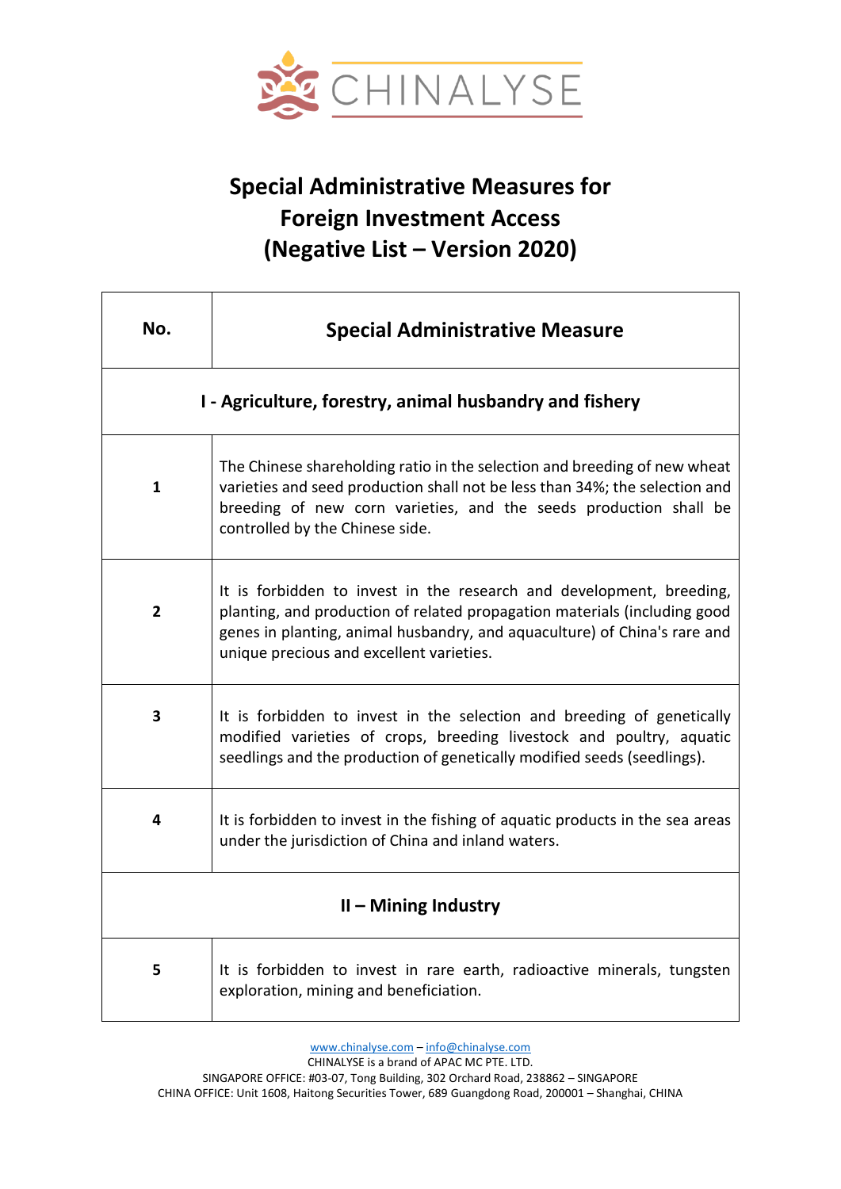# Special Administrative Measures for Foreign Investment Access (Negative List – Version 2020)

| No. | Special Administrative Measure |
|---|---|
| **I - Agriculture, forestry, animal husbandry and fishery** | |
| 1 | The Chinese shareholding ratio in the selection and breeding of new wheat varieties and seed production shall not be less than 34%; the selection and breeding of new corn varieties, and the seeds production shall be controlled by the Chinese side. |
| 2 | It is forbidden to invest in the research and development, breeding, planting, and production of related propagation materials (including good genes in planting, animal husbandry, and aquaculture) of China's rare and unique precious and excellent varieties. |
| 3 | It is forbidden to invest in the selection and breeding of genetically modified varieties of crops, breeding livestock and poultry, aquatic seedlings and the production of genetically modified seeds (seedlings). |
| 4 | It is forbidden to invest in the fishing of aquatic products in the sea areas under the jurisdiction of China and inland waters. |
| **II – Mining Industry** | |
| 5 | It is forbidden to invest in rare earth, radioactive minerals, tungsten exploration, mining and beneficiation. |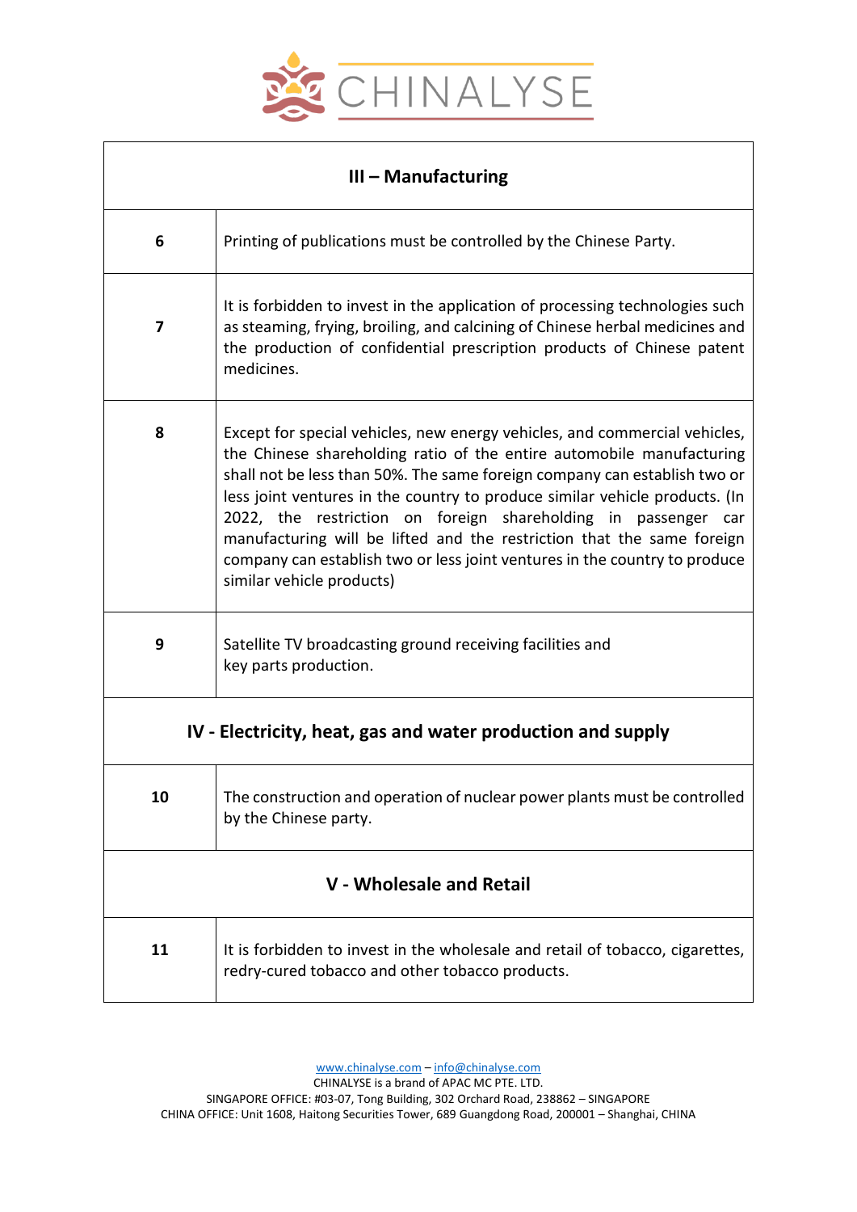| III – Manufacturing | |
|---|---|
| 6 | Printing of publications must be controlled by the Chinese Party. |
| 7 | It is forbidden to invest in the application of processing technologies such as steaming, frying, broiling, and calcining of Chinese herbal medicines and the production of confidential prescription products of Chinese patent medicines. |
| 8 | Except for special vehicles, new energy vehicles, and commercial vehicles, the Chinese shareholding ratio of the entire automobile manufacturing shall not be less than 50%. The same foreign company can establish two or less joint ventures in the country to produce similar vehicle products. (In 2022, the restriction on foreign shareholding in passenger car manufacturing will be lifted and the restriction that the same foreign company can establish two or less joint ventures in the country to produce similar vehicle products) |
| 9 | Satellite TV broadcasting ground receiving facilities and key parts production. |
| **IV - Electricity, heat, gas and water production and supply** | |
| 10 | The construction and operation of nuclear power plants must be controlled by the Chinese party. |
| **V - Wholesale and Retail** | |
| 11 | It is forbidden to invest in the wholesale and retail of tobacco, cigarettes, redry-cured tobacco and other tobacco products. |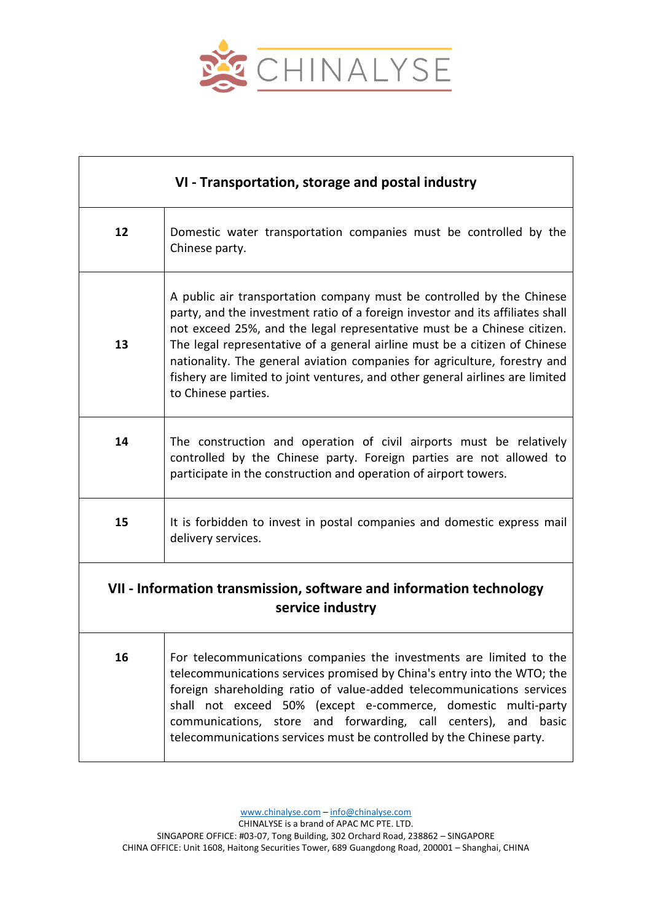| VI - Transportation, storage and postal industry | |
|---|---|
| 12 | Domestic water transportation companies must be controlled by the Chinese party. |
| 13 | A public air transportation company must be controlled by the Chinese party, and the investment ratio of a foreign investor and its affiliates shall not exceed 25%, and the legal representative must be a Chinese citizen. The legal representative of a general airline must be a citizen of Chinese nationality. The general aviation companies for agriculture, forestry and fishery are limited to joint ventures, and other general airlines are limited to Chinese parties. |
| 14 | The construction and operation of civil airports must be relatively controlled by the Chinese party. Foreign parties are not allowed to participate in the construction and operation of airport towers. |
| 15 | It is forbidden to invest in postal companies and domestic express mail delivery services. |
| **VII - Information transmission, software and information technology service industry** | |
| 16 | For telecommunications companies the investments are limited to the telecommunications services promised by China's entry into the WTO; the foreign shareholding ratio of value-added telecommunications services shall not exceed 50% (except e-commerce, domestic multi-party communications, store and forwarding, call centers), and basic telecommunications services must be controlled by the Chinese party. |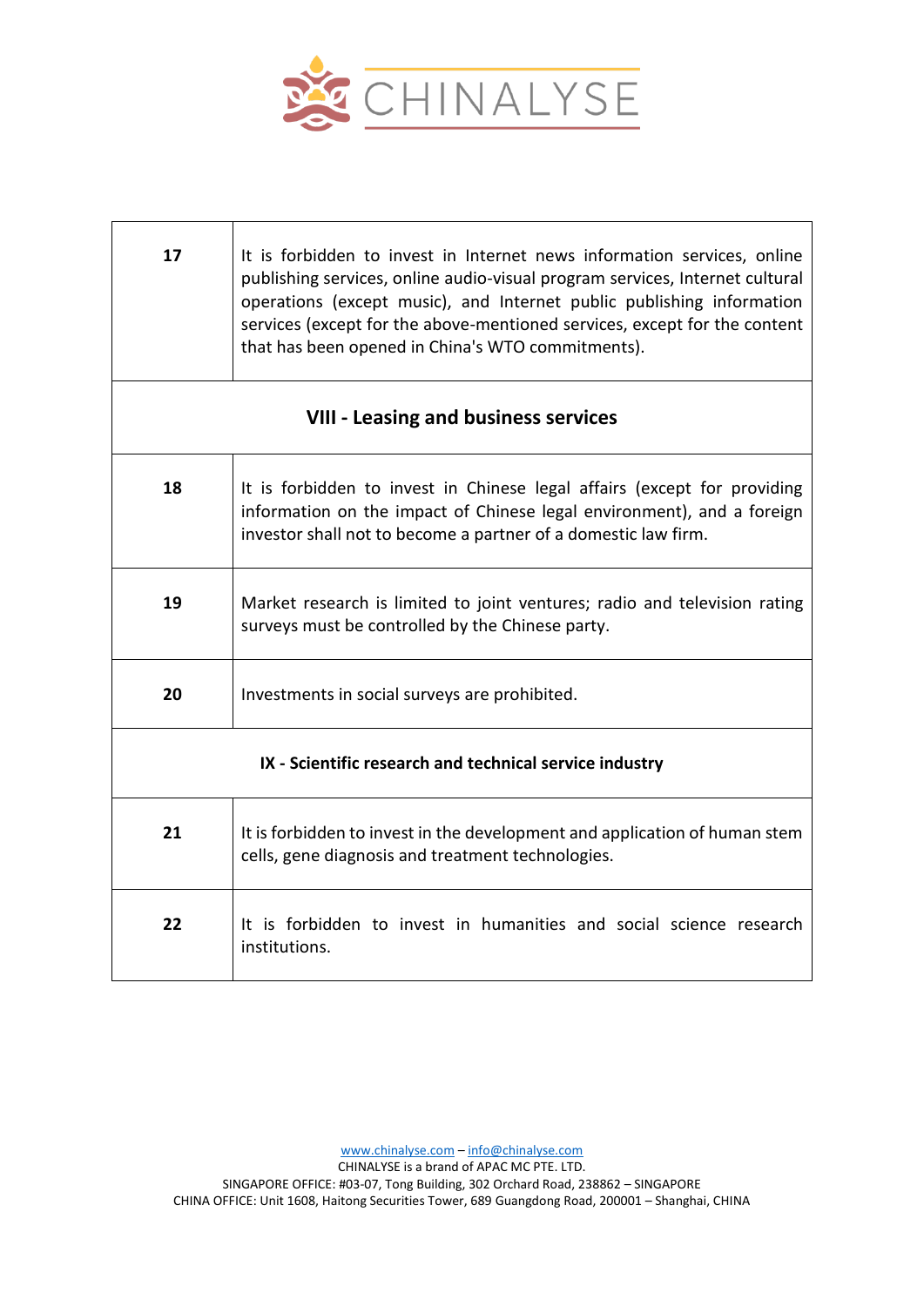| | |
|---|---|
| **17** | It is forbidden to invest in Internet news information services, online publishing services, online audio-visual program services, Internet cultural operations (except music), and Internet public publishing information services (except for the above-mentioned services, except for the content that has been opened in China's WTO commitments). |
| **VIII - Leasing and business services** | |
| **18** | It is forbidden to invest in Chinese legal affairs (except for providing information on the impact of Chinese legal environment), and a foreign investor shall not to become a partner of a domestic law firm. |
| **19** | Market research is limited to joint ventures; radio and television rating surveys must be controlled by the Chinese party. |
| **20** | Investments in social surveys are prohibited. |
| **IX - Scientific research and technical service industry** | |
| **21** | It is forbidden to invest in the development and application of human stem cells, gene diagnosis and treatment technologies. |
| **22** | It is forbidden to invest in humanities and social science research institutions. |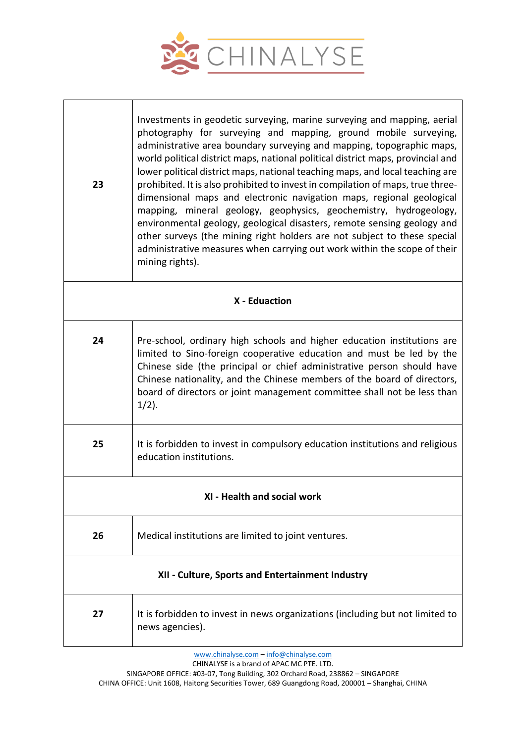| | |
|---|---|
| **23** | Investments in geodetic surveying, marine surveying and mapping, aerial photography for surveying and mapping, ground mobile surveying, administrative area boundary surveying and mapping, topographic maps, world political district maps, national political district maps, provincial and lower political district maps, national teaching maps, and local teaching are prohibited. It is also prohibited to invest in compilation of maps, true three-dimensional maps and electronic navigation maps, regional geological mapping, mineral geology, geophysics, geochemistry, hydrogeology, environmental geology, geological disasters, remote sensing geology and other surveys (the mining right holders are not subject to these special administrative measures when carrying out work within the scope of their mining rights). |
| **X - Eduaction** | |
| **24** | Pre-school, ordinary high schools and higher education institutions are limited to Sino-foreign cooperative education and must be led by the Chinese side (the principal or chief administrative person should have Chinese nationality, and the Chinese members of the board of directors, board of directors or joint management committee shall not be less than 1/2). |
| **25** | It is forbidden to invest in compulsory education institutions and religious education institutions. |
| **XI - Health and social work** | |
| **26** | Medical institutions are limited to joint ventures. |
| **XII - Culture, Sports and Entertainment Industry** | |
| **27** | It is forbidden to invest in news organizations (including but not limited to news agencies). |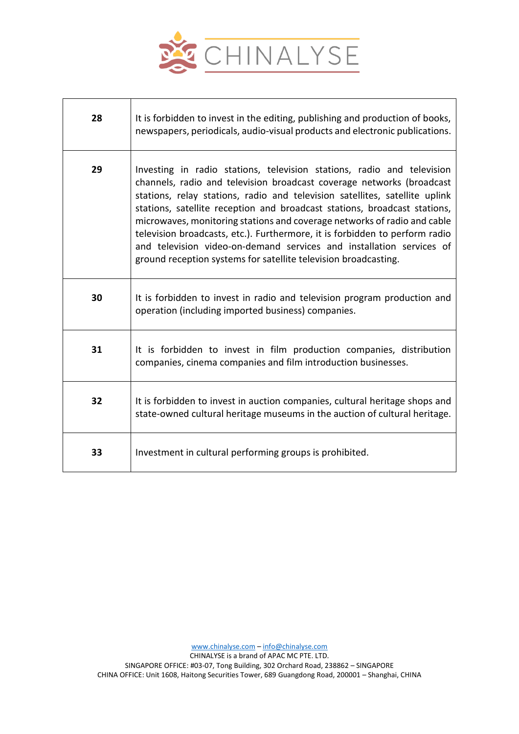| | |
|---|---|
| **28** | It is forbidden to invest in the editing, publishing and production of books, newspapers, periodicals, audio-visual products and electronic publications. |
| **29** | Investing in radio stations, television stations, radio and television channels, radio and television broadcast coverage networks (broadcast stations, relay stations, radio and television satellites, satellite uplink stations, satellite reception and broadcast stations, broadcast stations, microwaves, monitoring stations and coverage networks of radio and cable television broadcasts, etc.). Furthermore, it is forbidden to perform radio and television video-on-demand services and installation services of ground reception systems for satellite television broadcasting. |
| **30** | It is forbidden to invest in radio and television program production and operation (including imported business) companies. |
| **31** | It is forbidden to invest in film production companies, distribution companies, cinema companies and film introduction businesses. |
| **32** | It is forbidden to invest in auction companies, cultural heritage shops and state-owned cultural heritage museums in the auction of cultural heritage. |
| **33** | Investment in cultural performing groups is prohibited. |